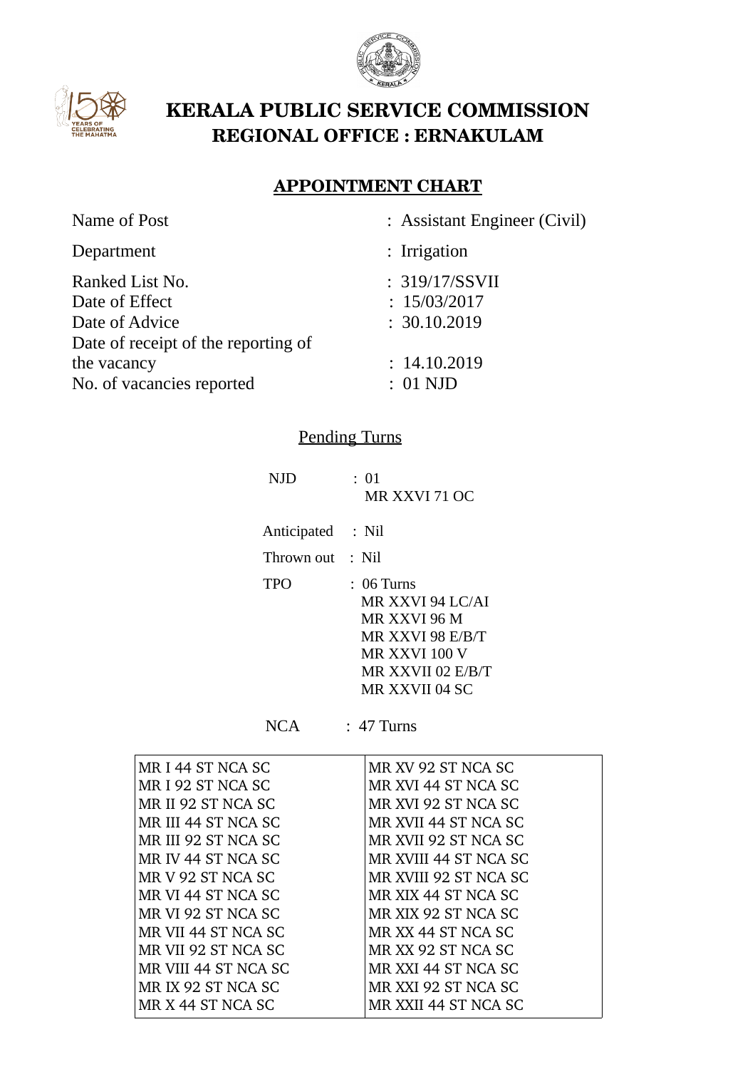# KERALA PUBLIC SERVICE COMMISSION
## REGIONAL OFFICE : ERNAKULAM

### APPOINTMENT CHART

| | |
|---|---|
| Name of Post | : Assistant Engineer (Civil) |
| Department | : Irrigation |
| Ranked List No. | : 319/17/SSVII |
| Date of Effect | : 15/03/2017 |
| Date of Advice | : 30.10.2019 |
| Date of receipt of the reporting of the vacancy | : 14.10.2019 |
| No. of vacancies reported | : 01 NJD |

Pending Turns

NJD : 01
MR XXVI 71 OC

Anticipated : Nil

Thrown out : Nil

TPO : 06 Turns
MR XXVI 94 LC/AI
MR XXVI 96 M
MR XXVI 98 E/B/T
MR XXVI 100 V
MR XXVII 02 E/B/T
MR XXVII 04 SC

NCA : 47 Turns

| | |
|---|---|
| MR I 44 ST NCA SC | MR XV 92 ST NCA SC |
| MR I 92 ST NCA SC | MR XVI 44 ST NCA SC |
| MR II 92 ST NCA SC | MR XVI 92 ST NCA SC |
| MR III 44 ST NCA SC | MR XVII 44 ST NCA SC |
| MR III 92 ST NCA SC | MR XVII 92 ST NCA SC |
| MR IV 44 ST NCA SC | MR XVIII 44 ST NCA SC |
| MR V 92 ST NCA SC | MR XVIII 92 ST NCA SC |
| MR VI 44 ST NCA SC | MR XIX 44 ST NCA SC |
| MR VI 92 ST NCA SC | MR XIX 92 ST NCA SC |
| MR VII 44 ST NCA SC | MR XX 44 ST NCA SC |
| MR VII 92 ST NCA SC | MR XX 92 ST NCA SC |
| MR VIII 44 ST NCA SC | MR XXI 44 ST NCA SC |
| MR IX 92 ST NCA SC | MR XXI 92 ST NCA SC |
| MR X 44 ST NCA SC | MR XXII 44 ST NCA SC |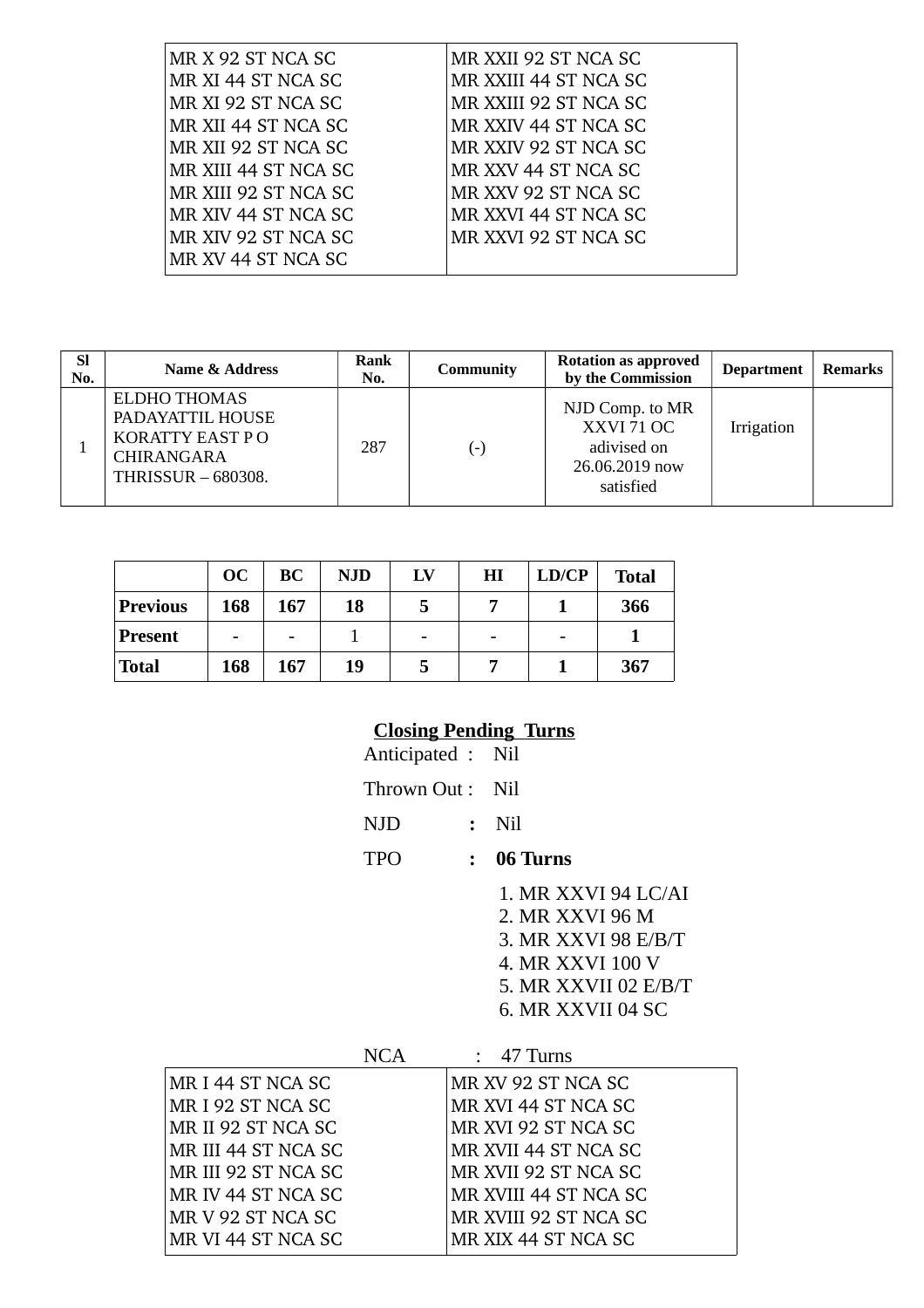| | |
|---|---|
| MR X 92 ST NCA SC | MR XXII 92 ST NCA SC |
| MR XI 44 ST NCA SC | MR XXIII 44 ST NCA SC |
| MR XI 92 ST NCA SC | MR XXIII 92 ST NCA SC |
| MR XII 44 ST NCA SC | MR XXIV 44 ST NCA SC |
| MR XII 92 ST NCA SC | MR XXIV 92 ST NCA SC |
| MR XIII 44 ST NCA SC | MR XXV 44 ST NCA SC |
| MR XIII 92 ST NCA SC | MR XXV 92 ST NCA SC |
| MR XIV 44 ST NCA SC | MR XXVI 44 ST NCA SC |
| MR XIV 92 ST NCA SC | MR XXVI 92 ST NCA SC |
| MR XV 44 ST NCA SC | |

| Sl No. | Name & Address | Rank No. | Community | Rotation as approved by the Commission | Department | Remarks |
|---|---|---|---|---|---|---|
| 1 | ELDHO THOMAS PADAYATTIL HOUSE KORATTY EAST P O CHIRANGARA THRISSUR – 680308. | 287 | (-) | NJD Comp. to MR XXVI 71 OC adivised on 26.06.2019 now satisfied | Irrigation | |

| | OC | BC | NJD | LV | HI | LD/CP | Total |
|---|---|---|---|---|---|---|---|
| **Previous** | **168** | **167** | **18** | **5** | **7** | **1** | **366** |
| **Present** | - | - | 1 | - | - | - | **1** |
| **Total** | **168** | **167** | **19** | **5** | **7** | **1** | **367** |

**Closing Pending Turns**

Anticipated : Nil

Thrown Out : Nil

NJD : Nil

TPO : **06 Turns**

1. MR XXVI 94 LC/AI
2. MR XXVI 96 M
3. MR XXVI 98 E/B/T
4. MR XXVI 100 V
5. MR XXVII 02 E/B/T
6. MR XXVII 04 SC

NCA : 47 Turns

| | |
|---|---|
| MR I 44 ST NCA SC | MR XV 92 ST NCA SC |
| MR I 92 ST NCA SC | MR XVI 44 ST NCA SC |
| MR II 92 ST NCA SC | MR XVI 92 ST NCA SC |
| MR III 44 ST NCA SC | MR XVII 44 ST NCA SC |
| MR III 92 ST NCA SC | MR XVII 92 ST NCA SC |
| MR IV 44 ST NCA SC | MR XVIII 44 ST NCA SC |
| MR V 92 ST NCA SC | MR XVIII 92 ST NCA SC |
| MR VI 44 ST NCA SC | MR XIX 44 ST NCA SC |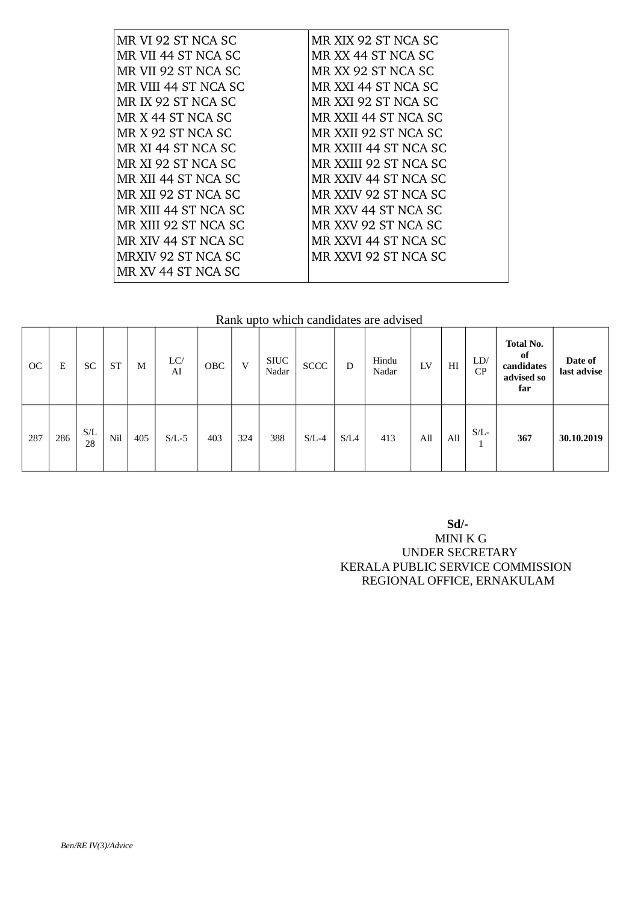| | |
|---|---|
| MR VI 92 ST NCA SC | MR XIX 92 ST NCA SC |
| MR VII 44 ST NCA SC | MR XX 44 ST NCA SC |
| MR VII 92 ST NCA SC | MR XX 92 ST NCA SC |
| MR VIII 44 ST NCA SC | MR XXI 44 ST NCA SC |
| MR IX 92 ST NCA SC | MR XXI 92 ST NCA SC |
| MR X 44 ST NCA SC | MR XXII 44 ST NCA SC |
| MR X 92 ST NCA SC | MR XXII 92 ST NCA SC |
| MR XI 44 ST NCA SC | MR XXIII 44 ST NCA SC |
| MR XI 92 ST NCA SC | MR XXIII 92 ST NCA SC |
| MR XII 44 ST NCA SC | MR XXIV 44 ST NCA SC |
| MR XII 92 ST NCA SC | MR XXIV 92 ST NCA SC |
| MR XIII 44 ST NCA SC | MR XXV 44 ST NCA SC |
| MR XIII 92 ST NCA SC | MR XXV 92 ST NCA SC |
| MR XIV 44 ST NCA SC | MR XXVI 44 ST NCA SC |
| MRXIV 92 ST NCA SC | MR XXVI 92 ST NCA SC |
| MR XV 44 ST NCA SC | |

Rank upto which candidates are advised

| OC | E | SC | ST | M | LC/ AI | OBC | V | SIUC Nadar | SCCC | D | Hindu Nadar | LV | HI | LD/ CP | **Total No. of candidates advised so far** | **Date of last advise** |
|---|---|---|---|---|---|---|---|---|---|---|---|---|---|---|---|---|
| 287 | 286 | S/L 28 | Nil | 405 | S/L-5 | 403 | 324 | 388 | S/L-4 | S/L4 | 413 | All | All | S/L-1 | **367** | **30.10.2019** |

**Sd/-**
MINI K G
UNDER SECRETARY
KERALA PUBLIC SERVICE COMMISSION
REGIONAL OFFICE, ERNAKULAM

*Ben/RE IV(3)/Advice*